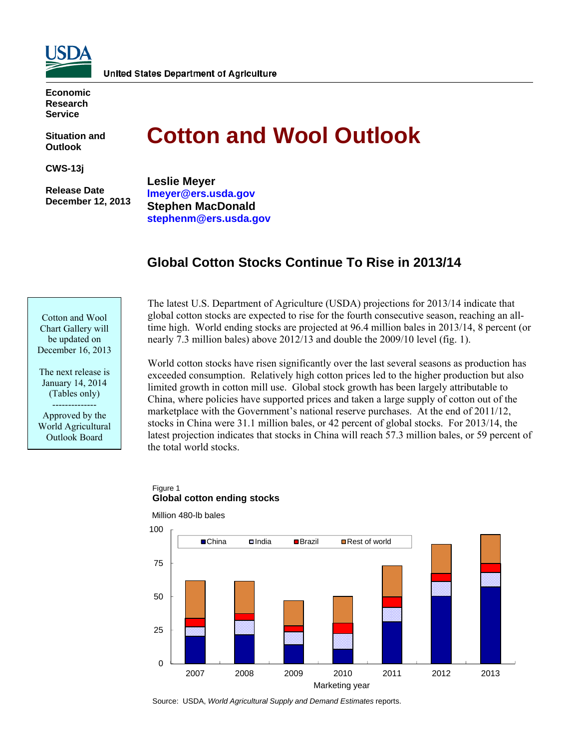**United States Department of Agriculture**

**Economic Research Service**

**Situation and Outlook**

**CWS-13j**

**Release Date December 12, 2013**

# Cotton and Wool Outlook

**Leslie Meyer**
**lmeyer@ers.usda.gov**
**Stephen MacDonald**
**stephenm@ers.usda.gov**

## Global Cotton Stocks Continue To Rise in 2013/14

Cotton and Wool Chart Gallery will be updated on December 16, 2013

The next release is January 14, 2014 (Tables only)

--------------

Approved by the World Agricultural Outlook Board

The latest U.S. Department of Agriculture (USDA) projections for 2013/14 indicate that global cotton stocks are expected to rise for the fourth consecutive season, reaching an all-time high. World ending stocks are projected at 96.4 million bales in 2013/14, 8 percent (or nearly 7.3 million bales) above 2012/13 and double the 2009/10 level (fig. 1).

World cotton stocks have risen significantly over the last several seasons as production has exceeded consumption. Relatively high cotton prices led to the higher production but also limited growth in cotton mill use. Global stock growth has been largely attributable to China, where policies have supported prices and taken a large supply of cotton out of the marketplace with the Government's national reserve purchases. At the end of 2011/12, stocks in China were 31.1 million bales, or 42 percent of global stocks. For 2013/14, the latest projection indicates that stocks in China will reach 57.3 million bales, or 59 percent of the total world stocks.

Figure 1
**Global cotton ending stocks**

Source: USDA, *World Agricultural Supply and Demand Estimates* reports.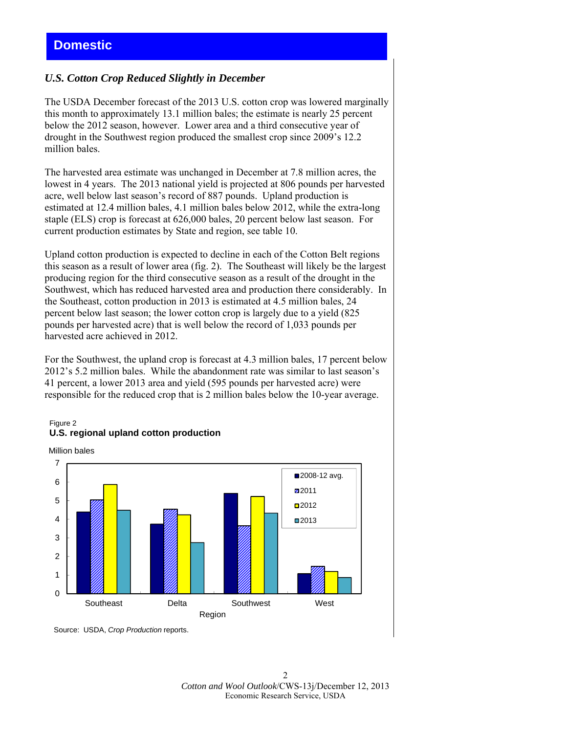# Domestic

## *U.S. Cotton Crop Reduced Slightly in December*

The USDA December forecast of the 2013 U.S. cotton crop was lowered marginally this month to approximately 13.1 million bales; the estimate is nearly 25 percent below the 2012 season, however. Lower area and a third consecutive year of drought in the Southwest region produced the smallest crop since 2009's 12.2 million bales.

The harvested area estimate was unchanged in December at 7.8 million acres, the lowest in 4 years. The 2013 national yield is projected at 806 pounds per harvested acre, well below last season's record of 887 pounds. Upland production is estimated at 12.4 million bales, 4.1 million bales below 2012, while the extra-long staple (ELS) crop is forecast at 626,000 bales, 20 percent below last season. For current production estimates by State and region, see table 10.

Upland cotton production is expected to decline in each of the Cotton Belt regions this season as a result of lower area (fig. 2). The Southeast will likely be the largest producing region for the third consecutive season as a result of the drought in the Southwest, which has reduced harvested area and production there considerably. In the Southeast, cotton production in 2013 is estimated at 4.5 million bales, 24 percent below last season; the lower cotton crop is largely due to a yield (825 pounds per harvested acre) that is well below the record of 1,033 pounds per harvested acre achieved in 2012.

For the Southwest, the upland crop is forecast at 4.3 million bales, 17 percent below 2012's 5.2 million bales. While the abandonment rate was similar to last season's 41 percent, a lower 2013 area and yield (595 pounds per harvested acre) were responsible for the reduced crop that is 2 million bales below the 10-year average.

Figure 2
**U.S. regional upland cotton production**

Million bales

| Region | 2008-12 avg. | 2011 | 2012 | 2013 |
|---|---|---|---|---|
| Southeast | 4.4 | 5.0 | 5.9 | 4.5 |
| Delta | 3.7 | 4.5 | 4.2 | 2.7 |
| Southwest | 5.4 | 3.6 | 5.2 | 4.3 |
| West | 1.1 | 1.5 | 1.2 | 0.9 |

Source: USDA, *Crop Production* reports.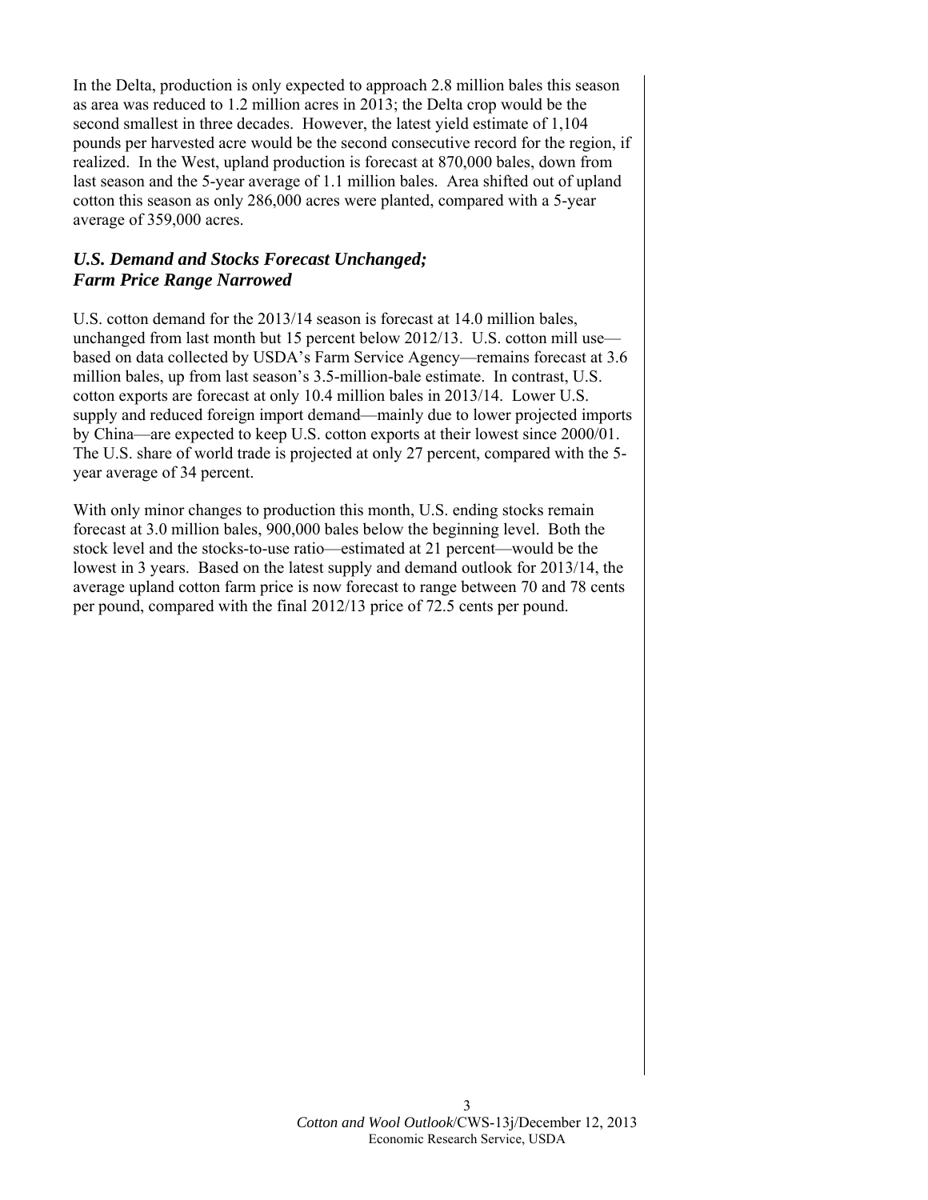In the Delta, production is only expected to approach 2.8 million bales this season as area was reduced to 1.2 million acres in 2013; the Delta crop would be the second smallest in three decades. However, the latest yield estimate of 1,104 pounds per harvested acre would be the second consecutive record for the region, if realized. In the West, upland production is forecast at 870,000 bales, down from last season and the 5-year average of 1.1 million bales. Area shifted out of upland cotton this season as only 286,000 acres were planted, compared with a 5-year average of 359,000 acres.

### *U.S. Demand and Stocks Forecast Unchanged; Farm Price Range Narrowed*

U.S. cotton demand for the 2013/14 season is forecast at 14.0 million bales, unchanged from last month but 15 percent below 2012/13. U.S. cotton mill use—based on data collected by USDA's Farm Service Agency—remains forecast at 3.6 million bales, up from last season's 3.5-million-bale estimate. In contrast, U.S. cotton exports are forecast at only 10.4 million bales in 2013/14. Lower U.S. supply and reduced foreign import demand—mainly due to lower projected imports by China—are expected to keep U.S. cotton exports at their lowest since 2000/01. The U.S. share of world trade is projected at only 27 percent, compared with the 5-year average of 34 percent.

With only minor changes to production this month, U.S. ending stocks remain forecast at 3.0 million bales, 900,000 bales below the beginning level. Both the stock level and the stocks-to-use ratio—estimated at 21 percent—would be the lowest in 3 years. Based on the latest supply and demand outlook for 2013/14, the average upland cotton farm price is now forecast to range between 70 and 78 cents per pound, compared with the final 2012/13 price of 72.5 cents per pound.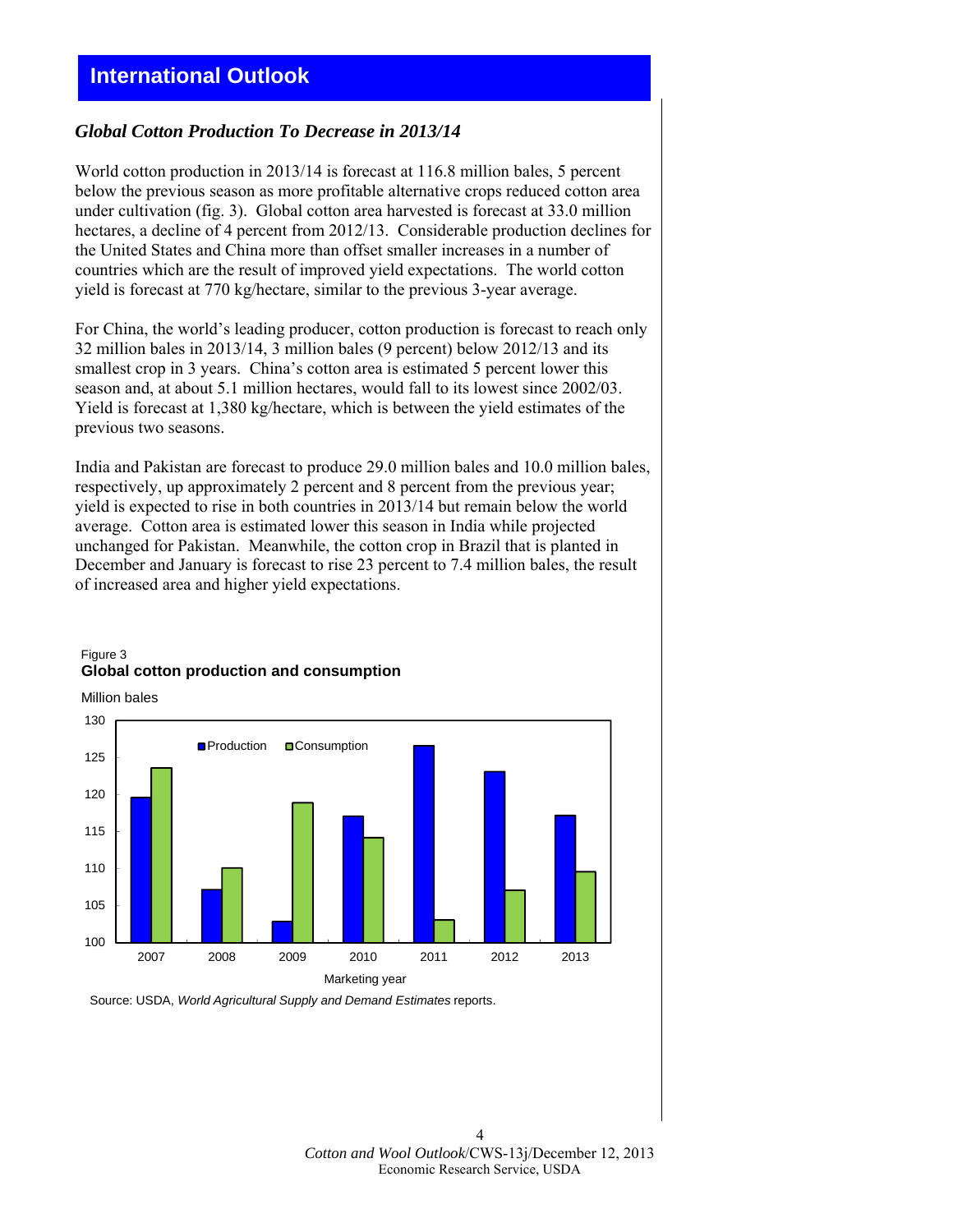## International Outlook

### *Global Cotton Production To Decrease in 2013/14*

World cotton production in 2013/14 is forecast at 116.8 million bales, 5 percent below the previous season as more profitable alternative crops reduced cotton area under cultivation (fig. 3). Global cotton area harvested is forecast at 33.0 million hectares, a decline of 4 percent from 2012/13. Considerable production declines for the United States and China more than offset smaller increases in a number of countries which are the result of improved yield expectations. The world cotton yield is forecast at 770 kg/hectare, similar to the previous 3-year average.

For China, the world's leading producer, cotton production is forecast to reach only 32 million bales in 2013/14, 3 million bales (9 percent) below 2012/13 and its smallest crop in 3 years. China's cotton area is estimated 5 percent lower this season and, at about 5.1 million hectares, would fall to its lowest since 2002/03. Yield is forecast at 1,380 kg/hectare, which is between the yield estimates of the previous two seasons.

India and Pakistan are forecast to produce 29.0 million bales and 10.0 million bales, respectively, up approximately 2 percent and 8 percent from the previous year; yield is expected to rise in both countries in 2013/14 but remain below the world average. Cotton area is estimated lower this season in India while projected unchanged for Pakistan. Meanwhile, the cotton crop in Brazil that is planted in December and January is forecast to rise 23 percent to 7.4 million bales, the result of increased area and higher yield expectations.

Figure 3
**Global cotton production and consumption**

Million bales

| Marketing year | Production | Consumption |
|---|---|---|
| 2007 | ~119.5 | ~123.5 |
| 2008 | ~107 | ~110 |
| 2009 | ~103 | ~119 |
| 2010 | ~117 | ~114 |
| 2011 | ~126.5 | ~103 |
| 2012 | ~123 | ~107 |
| 2013 | ~117 | ~109.5 |

Source: USDA, *World Agricultural Supply and Demand Estimates* reports.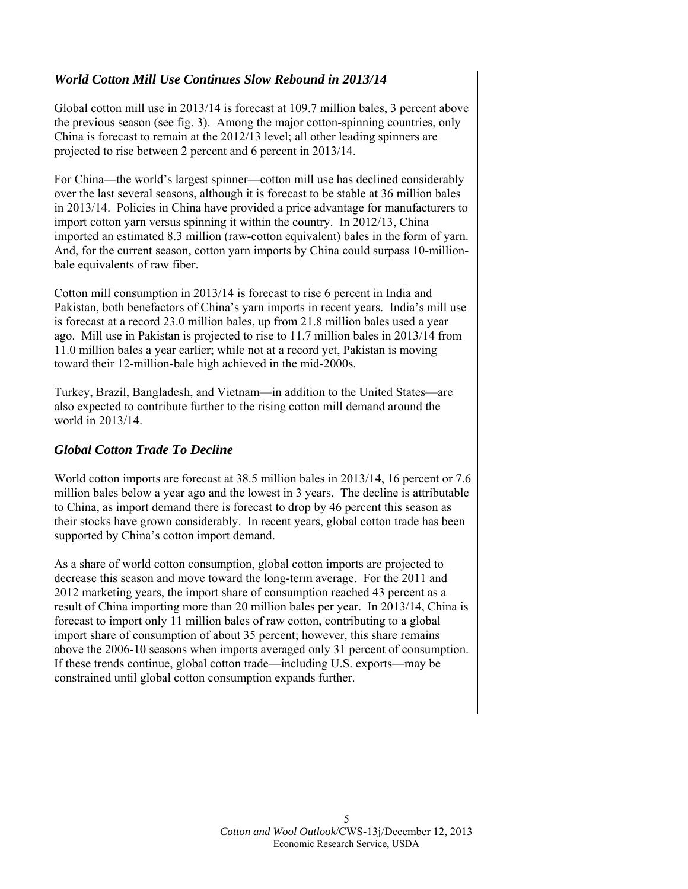### *World Cotton Mill Use Continues Slow Rebound in 2013/14*

Global cotton mill use in 2013/14 is forecast at 109.7 million bales, 3 percent above the previous season (see fig. 3). Among the major cotton-spinning countries, only China is forecast to remain at the 2012/13 level; all other leading spinners are projected to rise between 2 percent and 6 percent in 2013/14.

For China—the world's largest spinner—cotton mill use has declined considerably over the last several seasons, although it is forecast to be stable at 36 million bales in 2013/14. Policies in China have provided a price advantage for manufacturers to import cotton yarn versus spinning it within the country. In 2012/13, China imported an estimated 8.3 million (raw-cotton equivalent) bales in the form of yarn. And, for the current season, cotton yarn imports by China could surpass 10-million-bale equivalents of raw fiber.

Cotton mill consumption in 2013/14 is forecast to rise 6 percent in India and Pakistan, both benefactors of China's yarn imports in recent years. India's mill use is forecast at a record 23.0 million bales, up from 21.8 million bales used a year ago. Mill use in Pakistan is projected to rise to 11.7 million bales in 2013/14 from 11.0 million bales a year earlier; while not at a record yet, Pakistan is moving toward their 12-million-bale high achieved in the mid-2000s.

Turkey, Brazil, Bangladesh, and Vietnam—in addition to the United States—are also expected to contribute further to the rising cotton mill demand around the world in 2013/14.

### *Global Cotton Trade To Decline*

World cotton imports are forecast at 38.5 million bales in 2013/14, 16 percent or 7.6 million bales below a year ago and the lowest in 3 years. The decline is attributable to China, as import demand there is forecast to drop by 46 percent this season as their stocks have grown considerably. In recent years, global cotton trade has been supported by China's cotton import demand.

As a share of world cotton consumption, global cotton imports are projected to decrease this season and move toward the long-term average. For the 2011 and 2012 marketing years, the import share of consumption reached 43 percent as a result of China importing more than 20 million bales per year. In 2013/14, China is forecast to import only 11 million bales of raw cotton, contributing to a global import share of consumption of about 35 percent; however, this share remains above the 2006-10 seasons when imports averaged only 31 percent of consumption. If these trends continue, global cotton trade—including U.S. exports—may be constrained until global cotton consumption expands further.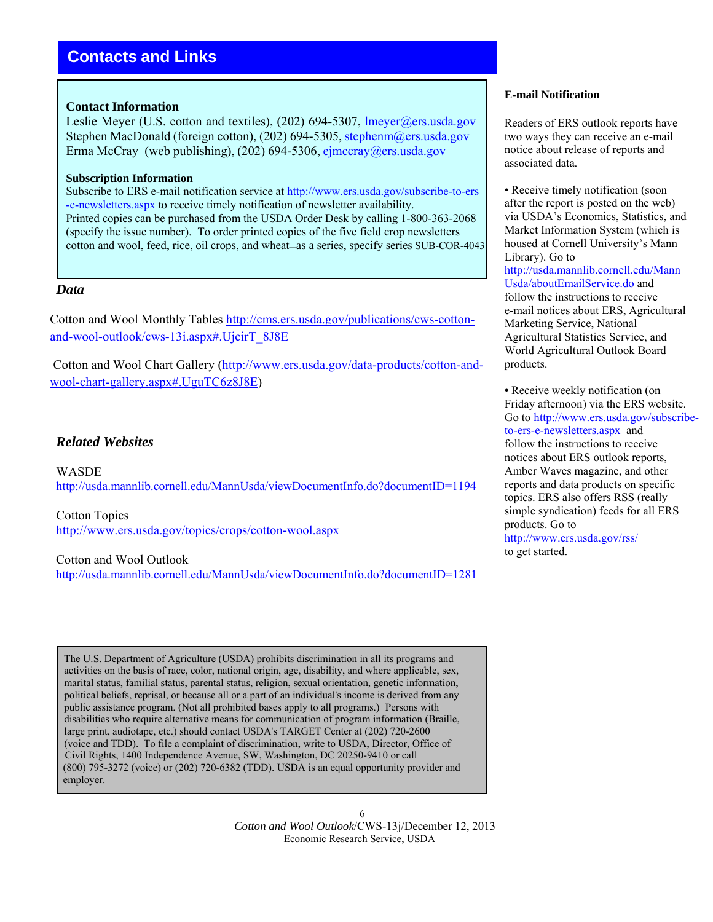## Contacts and Links

**Contact Information**

Leslie Meyer (U.S. cotton and textiles), (202) 694-5307, lmeyer@ers.usda.gov
Stephen MacDonald (foreign cotton), (202) 694-5305, stephenm@ers.usda.gov
Erma McCray (web publishing), (202) 694-5306, ejmccray@ers.usda.gov

**Subscription Information**

Subscribe to ERS e-mail notification service at http://www.ers.usda.gov/subscribe-to-ers-e-newsletters.aspx to receive timely notification of newsletter availability.
Printed copies can be purchased from the USDA Order Desk by calling 1-800-363-2068 (specify the issue number). To order printed copies of the five field crop newsletters—cotton and wool, feed, rice, oil crops, and wheat—as a series, specify series SUB-COR-4043.

### *Data*

Cotton and Wool Monthly Tables http://cms.ers.usda.gov/publications/cws-cotton-and-wool-outlook/cws-13i.aspx#.UjcirT_8J8E

Cotton and Wool Chart Gallery (http://www.ers.usda.gov/data-products/cotton-and-wool-chart-gallery.aspx#.UguTC6z8J8E)

### *Related Websites*

WASDE
http://usda.mannlib.cornell.edu/MannUsda/viewDocumentInfo.do?documentID=1194

Cotton Topics
http://www.ers.usda.gov/topics/crops/cotton-wool.aspx

Cotton and Wool Outlook
http://usda.mannlib.cornell.edu/MannUsda/viewDocumentInfo.do?documentID=1281

The U.S. Department of Agriculture (USDA) prohibits discrimination in all its programs and activities on the basis of race, color, national origin, age, disability, and where applicable, sex, marital status, familial status, parental status, religion, sexual orientation, genetic information, political beliefs, reprisal, or because all or a part of an individual's income is derived from any public assistance program. (Not all prohibited bases apply to all programs.) Persons with disabilities who require alternative means for communication of program information (Braille, large print, audiotape, etc.) should contact USDA's TARGET Center at (202) 720-2600 (voice and TDD). To file a complaint of discrimination, write to USDA, Director, Office of Civil Rights, 1400 Independence Avenue, SW, Washington, DC 20250-9410 or call (800) 795-3272 (voice) or (202) 720-6382 (TDD). USDA is an equal opportunity provider and employer.

**E-mail Notification**

Readers of ERS outlook reports have two ways they can receive an e-mail notice about release of reports and associated data.

- Receive timely notification (soon after the report is posted on the web) via USDA's Economics, Statistics, and Market Information System (which is housed at Cornell University's Mann Library). Go to http://usda.mannlib.cornell.edu/MannUsda/aboutEmailService.do and follow the instructions to receive e-mail notices about ERS, Agricultural Marketing Service, National Agricultural Statistics Service, and World Agricultural Outlook Board products.

- Receive weekly notification (on Friday afternoon) via the ERS website. Go to http://www.ers.usda.gov/subscribe-to-ers-e-newsletters.aspx and follow the instructions to receive notices about ERS outlook reports, Amber Waves magazine, and other reports and data products on specific topics. ERS also offers RSS (really simple syndication) feeds for all ERS products. Go to http://www.ers.usda.gov/rss/ to get started.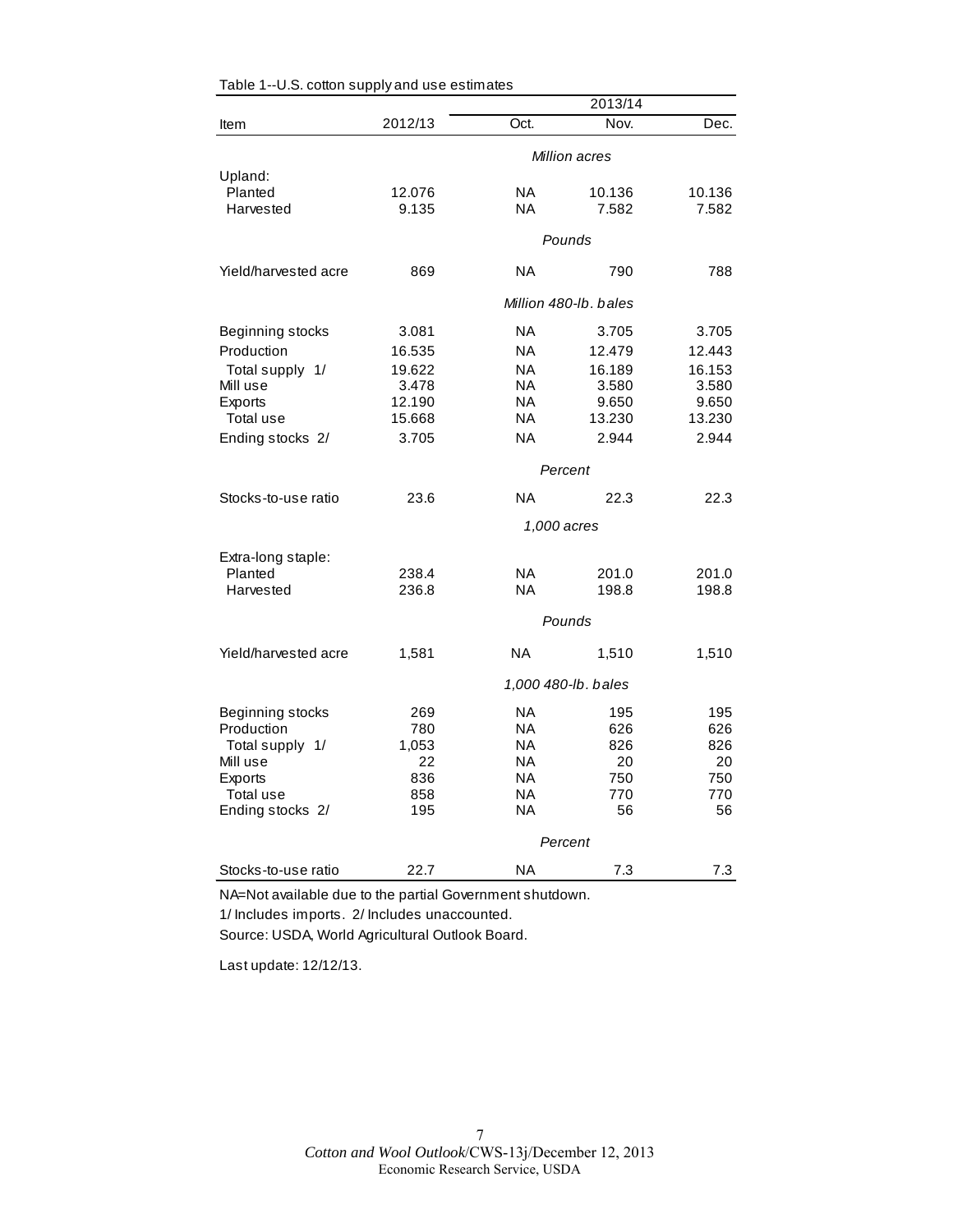Table 1--U.S. cotton supply and use estimates

| Item | 2012/13 | 2013/14 Oct. | 2013/14 Nov. | 2013/14 Dec. |
|---|---|---|---|---|
| | | *Million acres* | | |
| Upland: | | | | |
| Planted | 12.076 | NA | 10.136 | 10.136 |
| Harvested | 9.135 | NA | 7.582 | 7.582 |
| | | *Pounds* | | |
| Yield/harvested acre | 869 | NA | 790 | 788 |
| | | *Million 480-lb. bales* | | |
| Beginning stocks | 3.081 | NA | 3.705 | 3.705 |
| Production | 16.535 | NA | 12.479 | 12.443 |
| Total supply 1/ | 19.622 | NA | 16.189 | 16.153 |
| Mill use | 3.478 | NA | 3.580 | 3.580 |
| Exports | 12.190 | NA | 9.650 | 9.650 |
| Total use | 15.668 | NA | 13.230 | 13.230 |
| Ending stocks 2/ | 3.705 | NA | 2.944 | 2.944 |
| | | *Percent* | | |
| Stocks-to-use ratio | 23.6 | NA | 22.3 | 22.3 |
| | | *1,000 acres* | | |
| Extra-long staple: | | | | |
| Planted | 238.4 | NA | 201.0 | 201.0 |
| Harvested | 236.8 | NA | 198.8 | 198.8 |
| | | *Pounds* | | |
| Yield/harvested acre | 1,581 | NA | 1,510 | 1,510 |
| | | *1,000 480-lb. bales* | | |
| Beginning stocks | 269 | NA | 195 | 195 |
| Production | 780 | NA | 626 | 626 |
| Total supply 1/ | 1,053 | NA | 826 | 826 |
| Mill use | 22 | NA | 20 | 20 |
| Exports | 836 | NA | 750 | 750 |
| Total use | 858 | NA | 770 | 770 |
| Ending stocks 2/ | 195 | NA | 56 | 56 |
| | | *Percent* | | |
| Stocks-to-use ratio | 22.7 | NA | 7.3 | 7.3 |

NA=Not available due to the partial Government shutdown.

1/ Includes imports. 2/ Includes unaccounted.

Source: USDA, World Agricultural Outlook Board.

Last update: 12/12/13.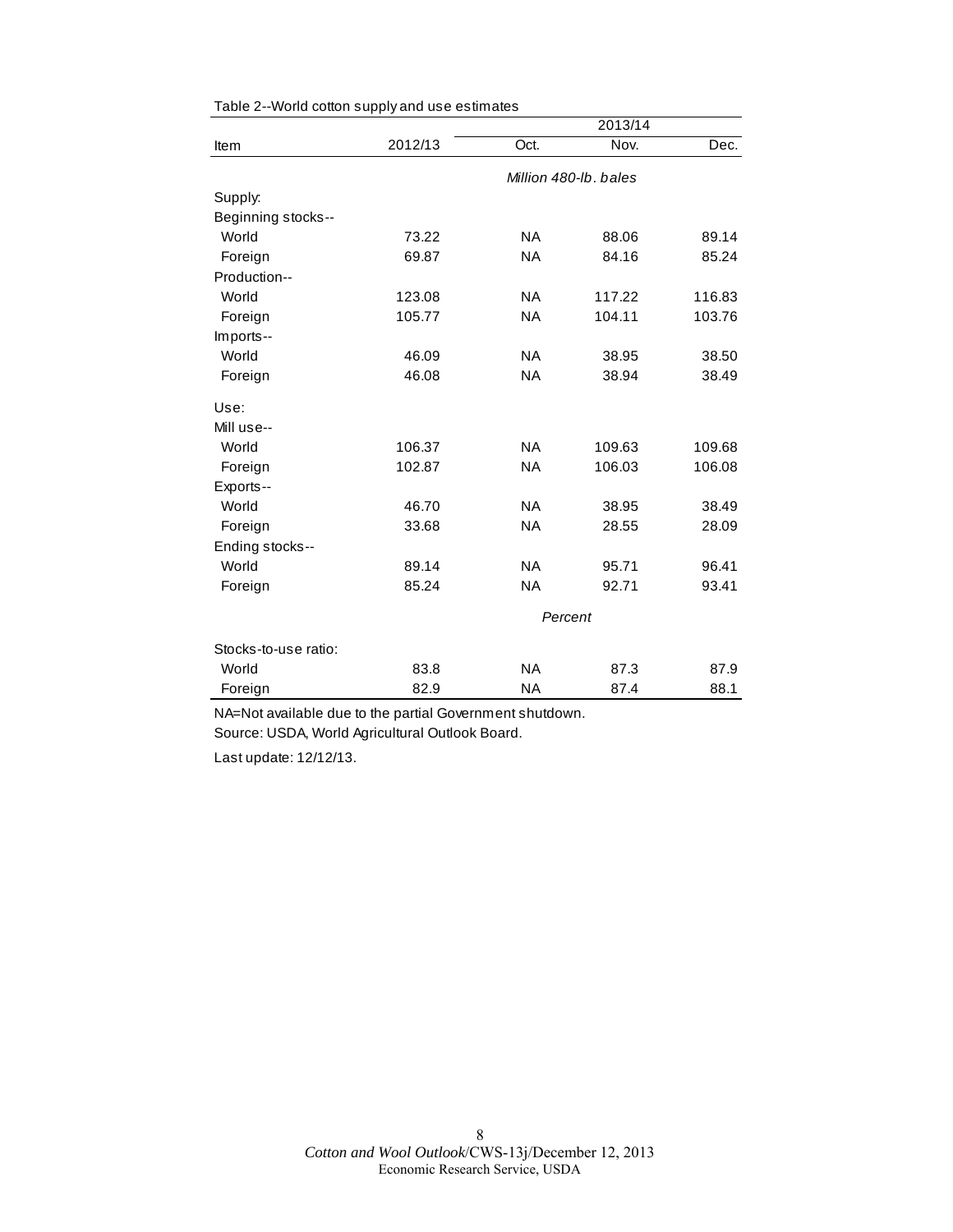Table 2--World cotton supply and use estimates

| Item | 2012/13 | 2013/14 | | |
|---|---|---|---|---|
| | | Oct. | Nov. | Dec. |
| | | *Million 480-lb. bales* | | |
| Supply: | | | | |
| Beginning stocks-- | | | | |
| World | 73.22 | NA | 88.06 | 89.14 |
| Foreign | 69.87 | NA | 84.16 | 85.24 |
| Production-- | | | | |
| World | 123.08 | NA | 117.22 | 116.83 |
| Foreign | 105.77 | NA | 104.11 | 103.76 |
| Imports-- | | | | |
| World | 46.09 | NA | 38.95 | 38.50 |
| Foreign | 46.08 | NA | 38.94 | 38.49 |
| Use: | | | | |
| Mill use-- | | | | |
| World | 106.37 | NA | 109.63 | 109.68 |
| Foreign | 102.87 | NA | 106.03 | 106.08 |
| Exports-- | | | | |
| World | 46.70 | NA | 38.95 | 38.49 |
| Foreign | 33.68 | NA | 28.55 | 28.09 |
| Ending stocks-- | | | | |
| World | 89.14 | NA | 95.71 | 96.41 |
| Foreign | 85.24 | NA | 92.71 | 93.41 |
| | | *Percent* | | |
| Stocks-to-use ratio: | | | | |
| World | 83.8 | NA | 87.3 | 87.9 |
| Foreign | 82.9 | NA | 87.4 | 88.1 |

NA=Not available due to the partial Government shutdown.

Source: USDA, World Agricultural Outlook Board.

Last update: 12/12/13.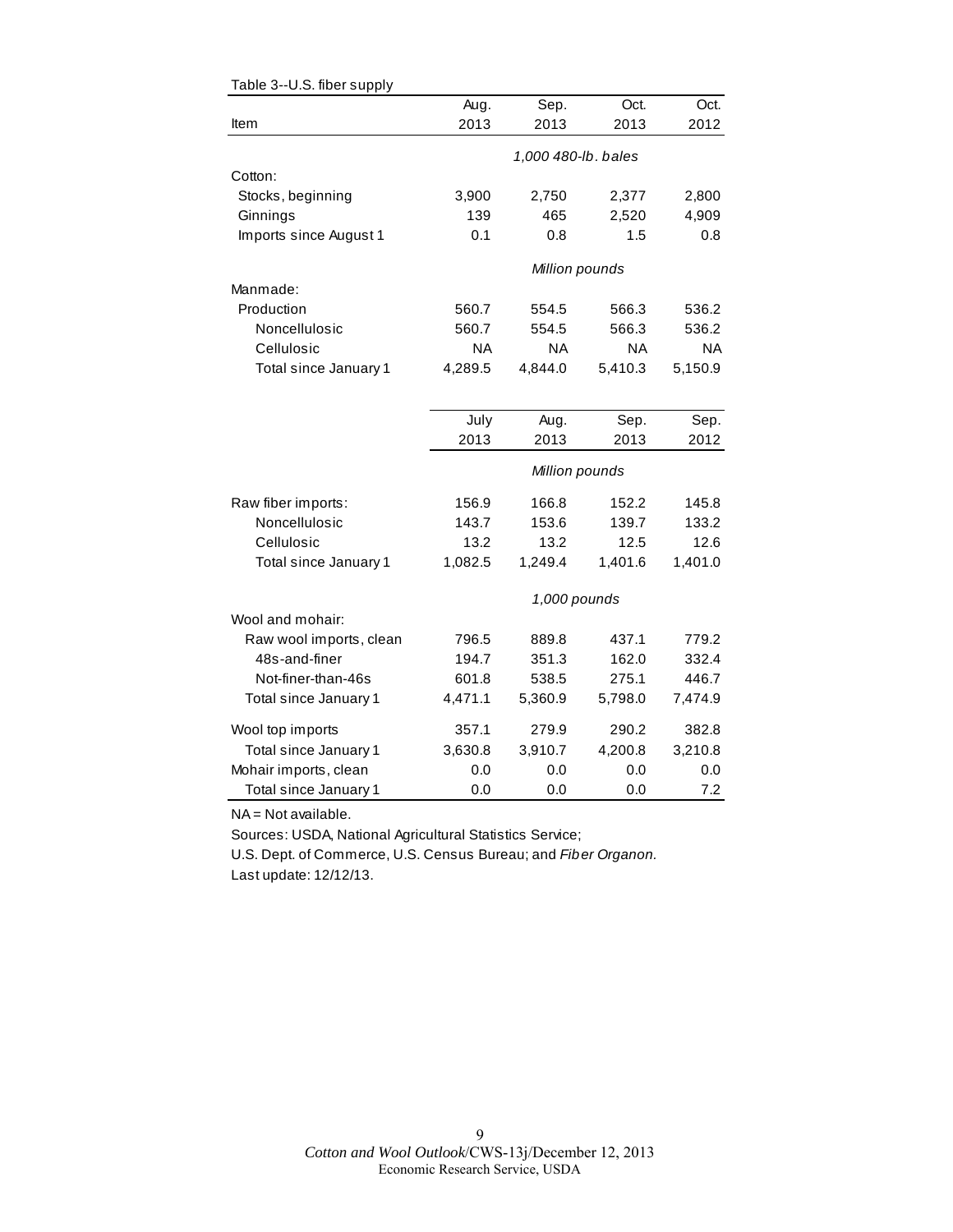Table 3--U.S. fiber supply

| Item | Aug. 2013 | Sep. 2013 | Oct. 2013 | Oct. 2012 |
|---|---|---|---|---|
| | *1,000 480-lb. bales* | | | |
| Cotton: | | | | |
| Stocks, beginning | 3,900 | 2,750 | 2,377 | 2,800 |
| Ginnings | 139 | 465 | 2,520 | 4,909 |
| Imports since August 1 | 0.1 | 0.8 | 1.5 | 0.8 |
| | *Million pounds* | | | |
| Manmade: | | | | |
| Production | 560.7 | 554.5 | 566.3 | 536.2 |
| Noncellulosic | 560.7 | 554.5 | 566.3 | 536.2 |
| Cellulosic | NA | NA | NA | NA |
| Total since January 1 | 4,289.5 | 4,844.0 | 5,410.3 | 5,150.9 |

| Item | July 2013 | Aug. 2013 | Sep. 2013 | Sep. 2012 |
|---|---|---|---|---|
| | *Million pounds* | | | |
| Raw fiber imports: | 156.9 | 166.8 | 152.2 | 145.8 |
| Noncellulosic | 143.7 | 153.6 | 139.7 | 133.2 |
| Cellulosic | 13.2 | 13.2 | 12.5 | 12.6 |
| Total since January 1 | 1,082.5 | 1,249.4 | 1,401.6 | 1,401.0 |
| | *1,000 pounds* | | | |
| Wool and mohair: | | | | |
| Raw wool imports, clean | 796.5 | 889.8 | 437.1 | 779.2 |
| 48s-and-finer | 194.7 | 351.3 | 162.0 | 332.4 |
| Not-finer-than-46s | 601.8 | 538.5 | 275.1 | 446.7 |
| Total since January 1 | 4,471.1 | 5,360.9 | 5,798.0 | 7,474.9 |
| Wool top imports | 357.1 | 279.9 | 290.2 | 382.8 |
| Total since January 1 | 3,630.8 | 3,910.7 | 4,200.8 | 3,210.8 |
| Mohair imports, clean | 0.0 | 0.0 | 0.0 | 0.0 |
| Total since January 1 | 0.0 | 0.0 | 0.0 | 7.2 |

NA = Not available.

Sources: USDA, National Agricultural Statistics Service;

U.S. Dept. of Commerce, U.S. Census Bureau; and *Fiber Organon.*

Last update: 12/12/13.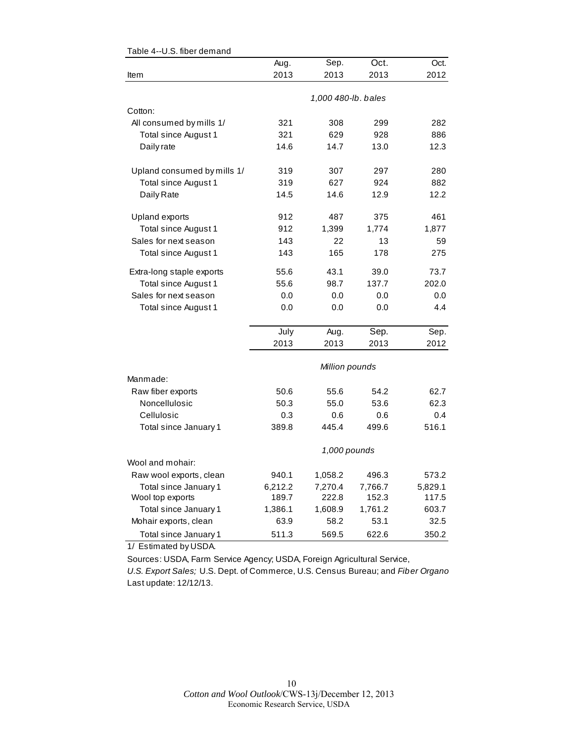Table 4--U.S. fiber demand

| Item | Aug. 2013 | Sep. 2013 | Oct. 2013 | Oct. 2012 |
|---|---|---|---|---|
| | *1,000 480-lb. bales* | | | |
| Cotton: | | | | |
| All consumed by mills 1/ | 321 | 308 | 299 | 282 |
| Total since August 1 | 321 | 629 | 928 | 886 |
| Daily rate | 14.6 | 14.7 | 13.0 | 12.3 |
| Upland consumed by mills 1/ | 319 | 307 | 297 | 280 |
| Total since August 1 | 319 | 627 | 924 | 882 |
| Daily Rate | 14.5 | 14.6 | 12.9 | 12.2 |
| Upland exports | 912 | 487 | 375 | 461 |
| Total since August 1 | 912 | 1,399 | 1,774 | 1,877 |
| Sales for next season | 143 | 22 | 13 | 59 |
| Total since August 1 | 143 | 165 | 178 | 275 |
| Extra-long staple exports | 55.6 | 43.1 | 39.0 | 73.7 |
| Total since August 1 | 55.6 | 98.7 | 137.7 | 202.0 |
| Sales for next season | 0.0 | 0.0 | 0.0 | 0.0 |
| Total since August 1 | 0.0 | 0.0 | 0.0 | 4.4 |
| | July 2013 | Aug. 2013 | Sep. 2013 | Sep. 2012 |
| | *Million pounds* | | | |
| Manmade: | | | | |
| Raw fiber exports | 50.6 | 55.6 | 54.2 | 62.7 |
| Noncellulosic | 50.3 | 55.0 | 53.6 | 62.3 |
| Cellulosic | 0.3 | 0.6 | 0.6 | 0.4 |
| Total since January 1 | 389.8 | 445.4 | 499.6 | 516.1 |
| | *1,000 pounds* | | | |
| Wool and mohair: | | | | |
| Raw wool exports, clean | 940.1 | 1,058.2 | 496.3 | 573.2 |
| Total since January 1 | 6,212.2 | 7,270.4 | 7,766.7 | 5,829.1 |
| Wool top exports | 189.7 | 222.8 | 152.3 | 117.5 |
| Total since January 1 | 1,386.1 | 1,608.9 | 1,761.2 | 603.7 |
| Mohair exports, clean | 63.9 | 58.2 | 53.1 | 32.5 |
| Total since January 1 | 511.3 | 569.5 | 622.6 | 350.2 |

1/ Estimated by USDA.

Sources: USDA, Farm Service Agency; USDA, Foreign Agricultural Service, *U.S. Export Sales;* U.S. Dept. of Commerce, U.S. Census Bureau; and *Fiber Organo*

Last update: 12/12/13.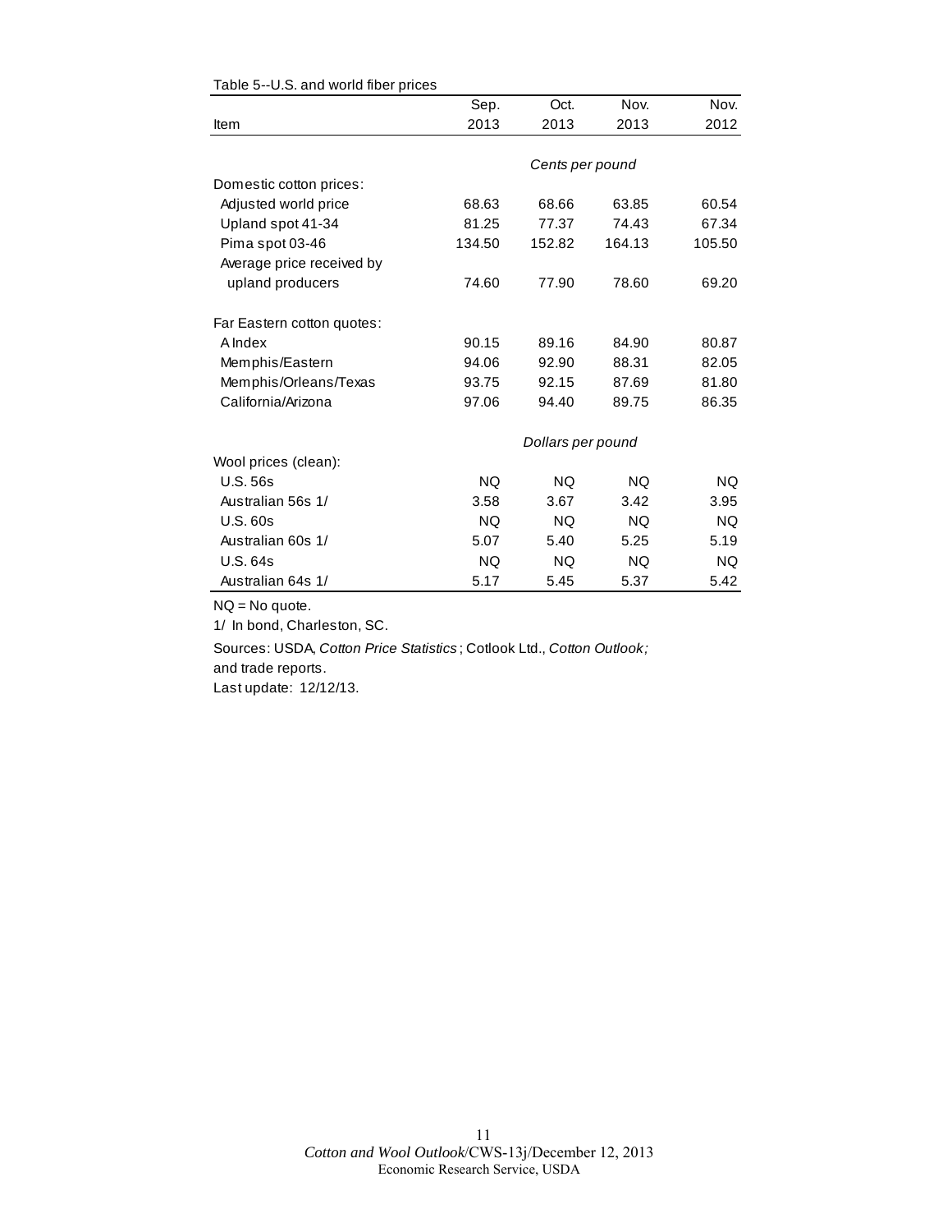Table 5--U.S. and world fiber prices

| Item | Sep. 2013 | Oct. 2013 | Nov. 2013 | Nov. 2012 |
|---|---|---|---|---|
| | *Cents per pound* | | | |
| Domestic cotton prices: | | | | |
| Adjusted world price | 68.63 | 68.66 | 63.85 | 60.54 |
| Upland spot 41-34 | 81.25 | 77.37 | 74.43 | 67.34 |
| Pima spot 03-46 | 134.50 | 152.82 | 164.13 | 105.50 |
| Average price received by upland producers | 74.60 | 77.90 | 78.60 | 69.20 |
| Far Eastern cotton quotes: | | | | |
| A Index | 90.15 | 89.16 | 84.90 | 80.87 |
| Memphis/Eastern | 94.06 | 92.90 | 88.31 | 82.05 |
| Memphis/Orleans/Texas | 93.75 | 92.15 | 87.69 | 81.80 |
| California/Arizona | 97.06 | 94.40 | 89.75 | 86.35 |
| | *Dollars per pound* | | | |
| Wool prices (clean): | | | | |
| U.S. 56s | NQ | NQ | NQ | NQ |
| Australian 56s 1/ | 3.58 | 3.67 | 3.42 | 3.95 |
| U.S. 60s | NQ | NQ | NQ | NQ |
| Australian 60s 1/ | 5.07 | 5.40 | 5.25 | 5.19 |
| U.S. 64s | NQ | NQ | NQ | NQ |
| Australian 64s 1/ | 5.17 | 5.45 | 5.37 | 5.42 |

NQ = No quote.

1/ In bond, Charleston, SC.

Sources: USDA, *Cotton Price Statistics*; Cotlook Ltd., *Cotton Outlook;* and trade reports.

Last update: 12/12/13.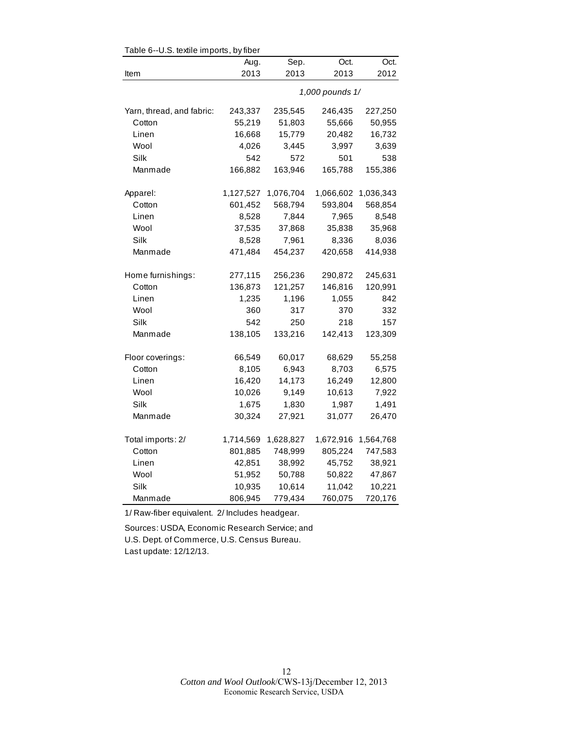Table 6--U.S. textile imports, by fiber

| Item | Aug. 2013 | Sep. 2013 | Oct. 2013 | Oct. 2012 |
|---|---|---|---|---|
| | *1,000 pounds 1/* | | | |
| Yarn, thread, and fabric: | 243,337 | 235,545 | 246,435 | 227,250 |
| Cotton | 55,219 | 51,803 | 55,666 | 50,955 |
| Linen | 16,668 | 15,779 | 20,482 | 16,732 |
| Wool | 4,026 | 3,445 | 3,997 | 3,639 |
| Silk | 542 | 572 | 501 | 538 |
| Manmade | 166,882 | 163,946 | 165,788 | 155,386 |
| Apparel: | 1,127,527 | 1,076,704 | 1,066,602 | 1,036,343 |
| Cotton | 601,452 | 568,794 | 593,804 | 568,854 |
| Linen | 8,528 | 7,844 | 7,965 | 8,548 |
| Wool | 37,535 | 37,868 | 35,838 | 35,968 |
| Silk | 8,528 | 7,961 | 8,336 | 8,036 |
| Manmade | 471,484 | 454,237 | 420,658 | 414,938 |
| Home furnishings: | 277,115 | 256,236 | 290,872 | 245,631 |
| Cotton | 136,873 | 121,257 | 146,816 | 120,991 |
| Linen | 1,235 | 1,196 | 1,055 | 842 |
| Wool | 360 | 317 | 370 | 332 |
| Silk | 542 | 250 | 218 | 157 |
| Manmade | 138,105 | 133,216 | 142,413 | 123,309 |
| Floor coverings: | 66,549 | 60,017 | 68,629 | 55,258 |
| Cotton | 8,105 | 6,943 | 8,703 | 6,575 |
| Linen | 16,420 | 14,173 | 16,249 | 12,800 |
| Wool | 10,026 | 9,149 | 10,613 | 7,922 |
| Silk | 1,675 | 1,830 | 1,987 | 1,491 |
| Manmade | 30,324 | 27,921 | 31,077 | 26,470 |
| Total imports: 2/ | 1,714,569 | 1,628,827 | 1,672,916 | 1,564,768 |
| Cotton | 801,885 | 748,999 | 805,224 | 747,583 |
| Linen | 42,851 | 38,992 | 45,752 | 38,921 |
| Wool | 51,952 | 50,788 | 50,822 | 47,867 |
| Silk | 10,935 | 10,614 | 11,042 | 10,221 |
| Manmade | 806,945 | 779,434 | 760,075 | 720,176 |

1/ Raw-fiber equivalent. 2/ Includes headgear.

Sources: USDA, Economic Research Service; and
U.S. Dept. of Commerce, U.S. Census Bureau.
Last update: 12/12/13.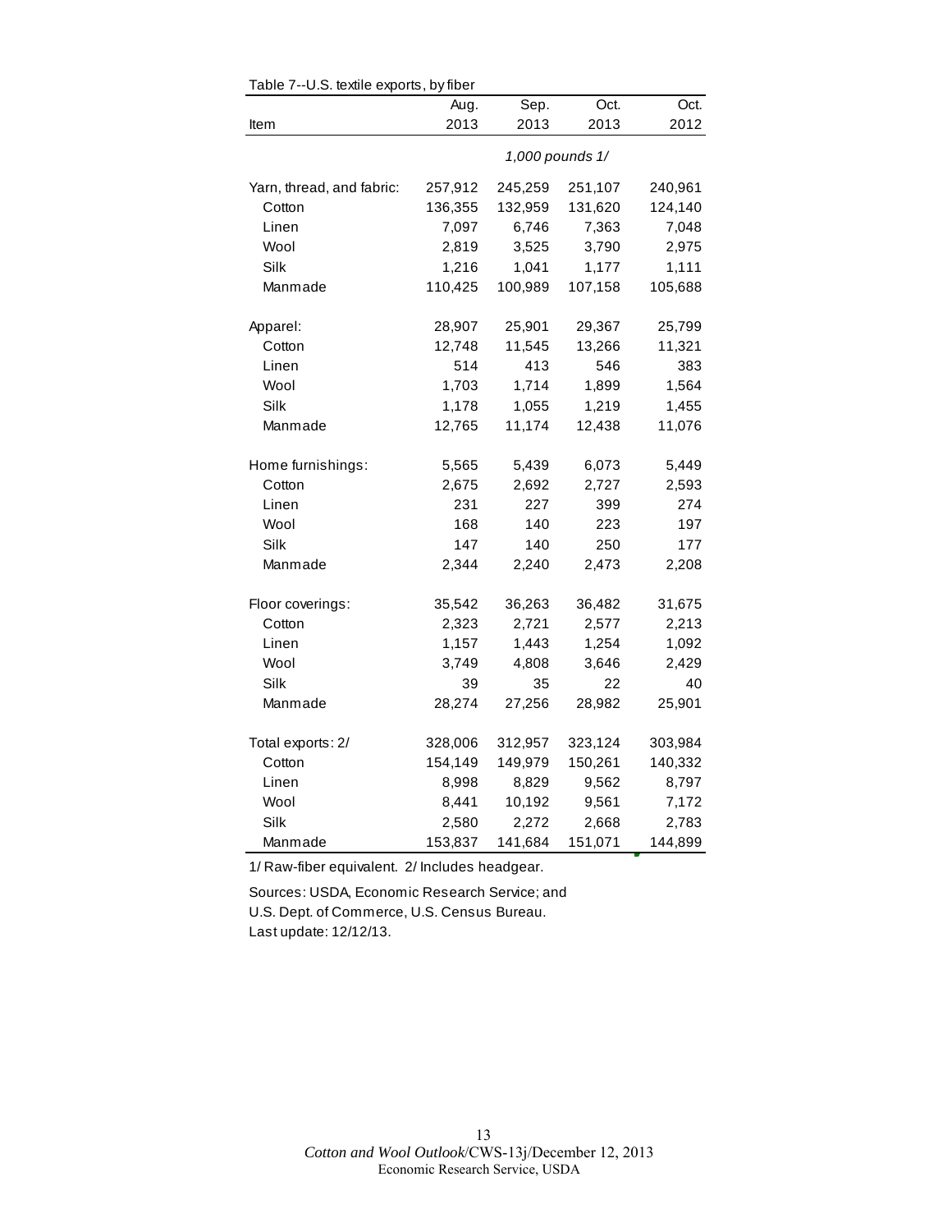Table 7--U.S. textile exports, by fiber

| Item | Aug. 2013 | Sep. 2013 | Oct. 2013 | Oct. 2012 |
|---|---|---|---|---|
| | *1,000 pounds 1/* | | | |
| Yarn, thread, and fabric: | 257,912 | 245,259 | 251,107 | 240,961 |
| Cotton | 136,355 | 132,959 | 131,620 | 124,140 |
| Linen | 7,097 | 6,746 | 7,363 | 7,048 |
| Wool | 2,819 | 3,525 | 3,790 | 2,975 |
| Silk | 1,216 | 1,041 | 1,177 | 1,111 |
| Manmade | 110,425 | 100,989 | 107,158 | 105,688 |
| Apparel: | 28,907 | 25,901 | 29,367 | 25,799 |
| Cotton | 12,748 | 11,545 | 13,266 | 11,321 |
| Linen | 514 | 413 | 546 | 383 |
| Wool | 1,703 | 1,714 | 1,899 | 1,564 |
| Silk | 1,178 | 1,055 | 1,219 | 1,455 |
| Manmade | 12,765 | 11,174 | 12,438 | 11,076 |
| Home furnishings: | 5,565 | 5,439 | 6,073 | 5,449 |
| Cotton | 2,675 | 2,692 | 2,727 | 2,593 |
| Linen | 231 | 227 | 399 | 274 |
| Wool | 168 | 140 | 223 | 197 |
| Silk | 147 | 140 | 250 | 177 |
| Manmade | 2,344 | 2,240 | 2,473 | 2,208 |
| Floor coverings: | 35,542 | 36,263 | 36,482 | 31,675 |
| Cotton | 2,323 | 2,721 | 2,577 | 2,213 |
| Linen | 1,157 | 1,443 | 1,254 | 1,092 |
| Wool | 3,749 | 4,808 | 3,646 | 2,429 |
| Silk | 39 | 35 | 22 | 40 |
| Manmade | 28,274 | 27,256 | 28,982 | 25,901 |
| Total exports: 2/ | 328,006 | 312,957 | 323,124 | 303,984 |
| Cotton | 154,149 | 149,979 | 150,261 | 140,332 |
| Linen | 8,998 | 8,829 | 9,562 | 8,797 |
| Wool | 8,441 | 10,192 | 9,561 | 7,172 |
| Silk | 2,580 | 2,272 | 2,668 | 2,783 |
| Manmade | 153,837 | 141,684 | 151,071 | 144,899 |

1/ Raw-fiber equivalent. 2/ Includes headgear.

Sources: USDA, Economic Research Service; and U.S. Dept. of Commerce, U.S. Census Bureau.
Last update: 12/12/13.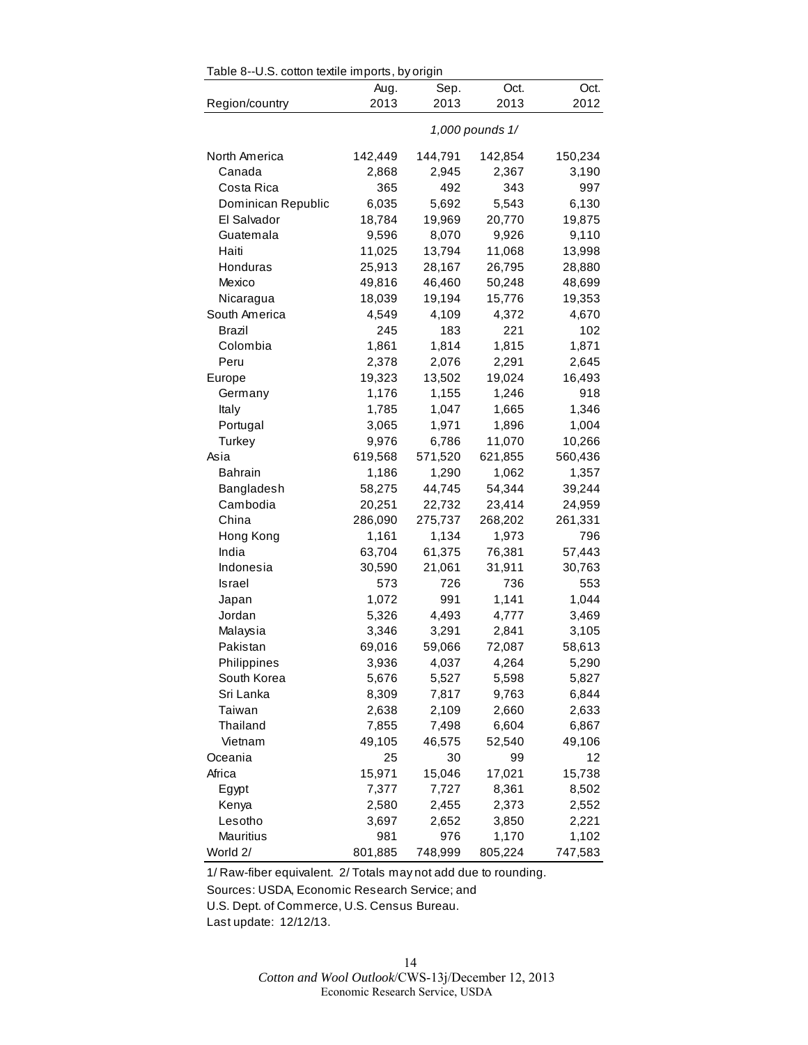Table 8--U.S. cotton textile imports, by origin

| Region/country | Aug. 2013 | Sep. 2013 | Oct. 2013 | Oct. 2012 |
|---|---|---|---|---|
| | *1,000 pounds 1/* | | | |
| North America | 142,449 | 144,791 | 142,854 | 150,234 |
| Canada | 2,868 | 2,945 | 2,367 | 3,190 |
| Costa Rica | 365 | 492 | 343 | 997 |
| Dominican Republic | 6,035 | 5,692 | 5,543 | 6,130 |
| El Salvador | 18,784 | 19,969 | 20,770 | 19,875 |
| Guatemala | 9,596 | 8,070 | 9,926 | 9,110 |
| Haiti | 11,025 | 13,794 | 11,068 | 13,998 |
| Honduras | 25,913 | 28,167 | 26,795 | 28,880 |
| Mexico | 49,816 | 46,460 | 50,248 | 48,699 |
| Nicaragua | 18,039 | 19,194 | 15,776 | 19,353 |
| South America | 4,549 | 4,109 | 4,372 | 4,670 |
| Brazil | 245 | 183 | 221 | 102 |
| Colombia | 1,861 | 1,814 | 1,815 | 1,871 |
| Peru | 2,378 | 2,076 | 2,291 | 2,645 |
| Europe | 19,323 | 13,502 | 19,024 | 16,493 |
| Germany | 1,176 | 1,155 | 1,246 | 918 |
| Italy | 1,785 | 1,047 | 1,665 | 1,346 |
| Portugal | 3,065 | 1,971 | 1,896 | 1,004 |
| Turkey | 9,976 | 6,786 | 11,070 | 10,266 |
| Asia | 619,568 | 571,520 | 621,855 | 560,436 |
| Bahrain | 1,186 | 1,290 | 1,062 | 1,357 |
| Bangladesh | 58,275 | 44,745 | 54,344 | 39,244 |
| Cambodia | 20,251 | 22,732 | 23,414 | 24,959 |
| China | 286,090 | 275,737 | 268,202 | 261,331 |
| Hong Kong | 1,161 | 1,134 | 1,973 | 796 |
| India | 63,704 | 61,375 | 76,381 | 57,443 |
| Indonesia | 30,590 | 21,061 | 31,911 | 30,763 |
| Israel | 573 | 726 | 736 | 553 |
| Japan | 1,072 | 991 | 1,141 | 1,044 |
| Jordan | 5,326 | 4,493 | 4,777 | 3,469 |
| Malaysia | 3,346 | 3,291 | 2,841 | 3,105 |
| Pakistan | 69,016 | 59,066 | 72,087 | 58,613 |
| Philippines | 3,936 | 4,037 | 4,264 | 5,290 |
| South Korea | 5,676 | 5,527 | 5,598 | 5,827 |
| Sri Lanka | 8,309 | 7,817 | 9,763 | 6,844 |
| Taiwan | 2,638 | 2,109 | 2,660 | 2,633 |
| Thailand | 7,855 | 7,498 | 6,604 | 6,867 |
| Vietnam | 49,105 | 46,575 | 52,540 | 49,106 |
| Oceania | 25 | 30 | 99 | 12 |
| Africa | 15,971 | 15,046 | 17,021 | 15,738 |
| Egypt | 7,377 | 7,727 | 8,361 | 8,502 |
| Kenya | 2,580 | 2,455 | 2,373 | 2,552 |
| Lesotho | 3,697 | 2,652 | 3,850 | 2,221 |
| Mauritius | 981 | 976 | 1,170 | 1,102 |
| World 2/ | 801,885 | 748,999 | 805,224 | 747,583 |

1/ Raw-fiber equivalent. 2/ Totals may not add due to rounding.

Sources: USDA, Economic Research Service; and U.S. Dept. of Commerce, U.S. Census Bureau.

Last update: 12/12/13.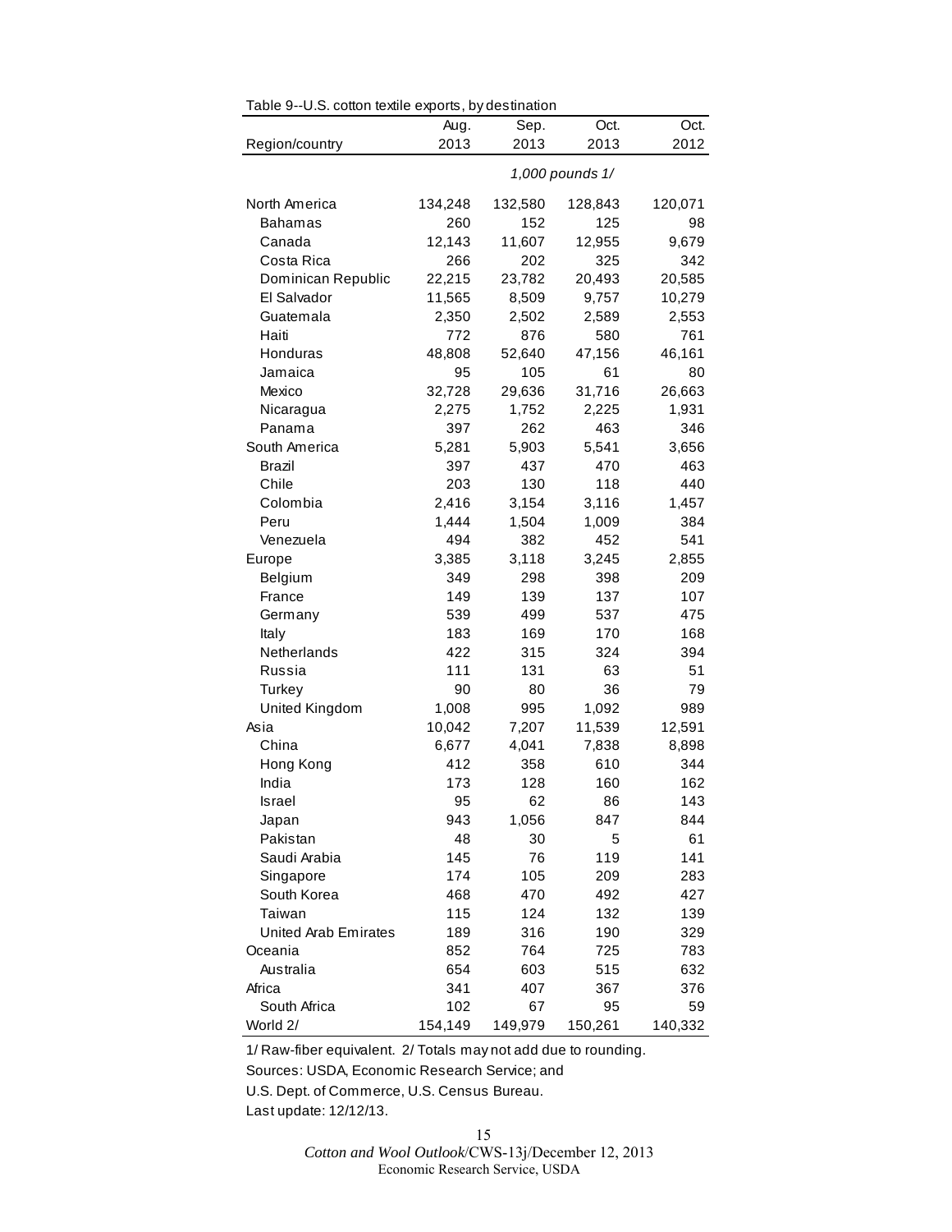Table 9--U.S. cotton textile exports, by destination

| Region/country | Aug. 2013 | Sep. 2013 | Oct. 2013 | Oct. 2012 |
|---|---|---|---|---|
| | | *1,000 pounds 1/* | | |
| North America | 134,248 | 132,580 | 128,843 | 120,071 |
| Bahamas | 260 | 152 | 125 | 98 |
| Canada | 12,143 | 11,607 | 12,955 | 9,679 |
| Costa Rica | 266 | 202 | 325 | 342 |
| Dominican Republic | 22,215 | 23,782 | 20,493 | 20,585 |
| El Salvador | 11,565 | 8,509 | 9,757 | 10,279 |
| Guatemala | 2,350 | 2,502 | 2,589 | 2,553 |
| Haiti | 772 | 876 | 580 | 761 |
| Honduras | 48,808 | 52,640 | 47,156 | 46,161 |
| Jamaica | 95 | 105 | 61 | 80 |
| Mexico | 32,728 | 29,636 | 31,716 | 26,663 |
| Nicaragua | 2,275 | 1,752 | 2,225 | 1,931 |
| Panama | 397 | 262 | 463 | 346 |
| South America | 5,281 | 5,903 | 5,541 | 3,656 |
| Brazil | 397 | 437 | 470 | 463 |
| Chile | 203 | 130 | 118 | 440 |
| Colombia | 2,416 | 3,154 | 3,116 | 1,457 |
| Peru | 1,444 | 1,504 | 1,009 | 384 |
| Venezuela | 494 | 382 | 452 | 541 |
| Europe | 3,385 | 3,118 | 3,245 | 2,855 |
| Belgium | 349 | 298 | 398 | 209 |
| France | 149 | 139 | 137 | 107 |
| Germany | 539 | 499 | 537 | 475 |
| Italy | 183 | 169 | 170 | 168 |
| Netherlands | 422 | 315 | 324 | 394 |
| Russia | 111 | 131 | 63 | 51 |
| Turkey | 90 | 80 | 36 | 79 |
| United Kingdom | 1,008 | 995 | 1,092 | 989 |
| Asia | 10,042 | 7,207 | 11,539 | 12,591 |
| China | 6,677 | 4,041 | 7,838 | 8,898 |
| Hong Kong | 412 | 358 | 610 | 344 |
| India | 173 | 128 | 160 | 162 |
| Israel | 95 | 62 | 86 | 143 |
| Japan | 943 | 1,056 | 847 | 844 |
| Pakistan | 48 | 30 | 5 | 61 |
| Saudi Arabia | 145 | 76 | 119 | 141 |
| Singapore | 174 | 105 | 209 | 283 |
| South Korea | 468 | 470 | 492 | 427 |
| Taiwan | 115 | 124 | 132 | 139 |
| United Arab Emirates | 189 | 316 | 190 | 329 |
| Oceania | 852 | 764 | 725 | 783 |
| Australia | 654 | 603 | 515 | 632 |
| Africa | 341 | 407 | 367 | 376 |
| South Africa | 102 | 67 | 95 | 59 |
| World 2/ | 154,149 | 149,979 | 150,261 | 140,332 |

1/ Raw-fiber equivalent. 2/ Totals may not add due to rounding.

Sources: USDA, Economic Research Service; and

U.S. Dept. of Commerce, U.S. Census Bureau.

Last update: 12/12/13.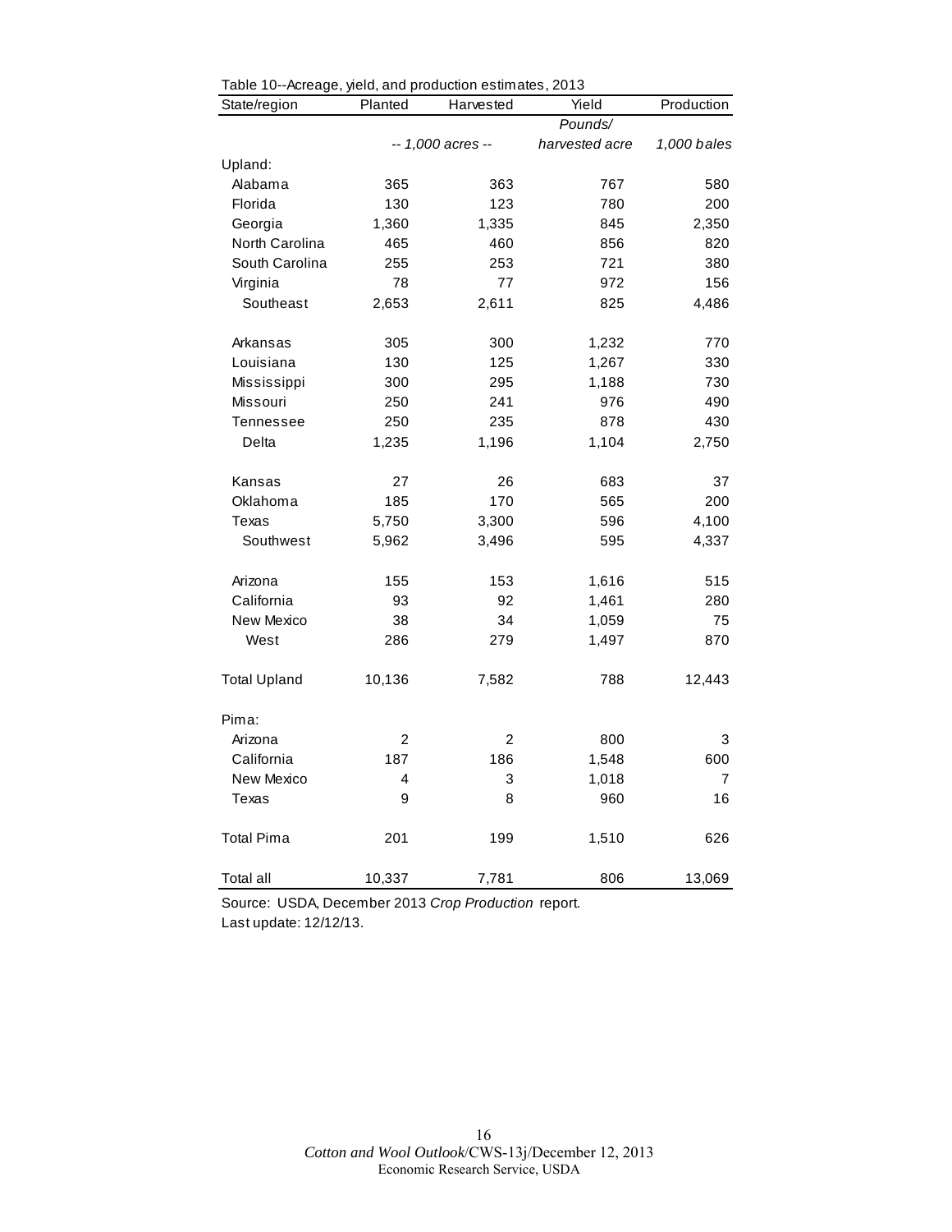Table 10--Acreage, yield, and production estimates, 2013

| State/region | Planted | Harvested | Yield | Production |
|---|---|---|---|---|
| | | | *Pounds/* | |
| | *-- 1,000 acres --* | | *harvested acre* | *1,000 bales* |
| Upland: | | | | |
| Alabama | 365 | 363 | 767 | 580 |
| Florida | 130 | 123 | 780 | 200 |
| Georgia | 1,360 | 1,335 | 845 | 2,350 |
| North Carolina | 465 | 460 | 856 | 820 |
| South Carolina | 255 | 253 | 721 | 380 |
| Virginia | 78 | 77 | 972 | 156 |
| Southeast | 2,653 | 2,611 | 825 | 4,486 |
| | | | | |
| Arkansas | 305 | 300 | 1,232 | 770 |
| Louisiana | 130 | 125 | 1,267 | 330 |
| Mississippi | 300 | 295 | 1,188 | 730 |
| Missouri | 250 | 241 | 976 | 490 |
| Tennessee | 250 | 235 | 878 | 430 |
| Delta | 1,235 | 1,196 | 1,104 | 2,750 |
| | | | | |
| Kansas | 27 | 26 | 683 | 37 |
| Oklahoma | 185 | 170 | 565 | 200 |
| Texas | 5,750 | 3,300 | 596 | 4,100 |
| Southwest | 5,962 | 3,496 | 595 | 4,337 |
| | | | | |
| Arizona | 155 | 153 | 1,616 | 515 |
| California | 93 | 92 | 1,461 | 280 |
| New Mexico | 38 | 34 | 1,059 | 75 |
| West | 286 | 279 | 1,497 | 870 |
| | | | | |
| Total Upland | 10,136 | 7,582 | 788 | 12,443 |
| | | | | |
| Pima: | | | | |
| Arizona | 2 | 2 | 800 | 3 |
| California | 187 | 186 | 1,548 | 600 |
| New Mexico | 4 | 3 | 1,018 | 7 |
| Texas | 9 | 8 | 960 | 16 |
| | | | | |
| Total Pima | 201 | 199 | 1,510 | 626 |
| | | | | |
| Total all | 10,337 | 7,781 | 806 | 13,069 |

Source: USDA, December 2013 *Crop Production* report.

Last update: 12/12/13.